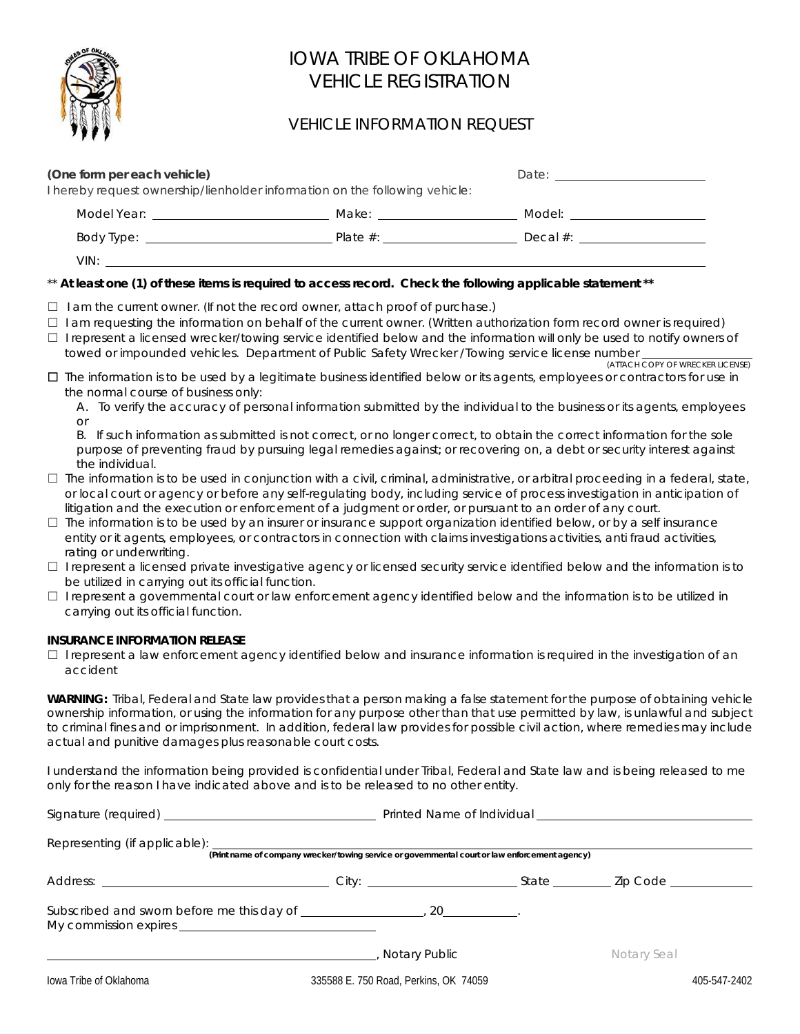# IOWA TRIBE OF OKLAHOMA
# VEHICLE REGISTRATION

## VEHICLE INFORMATION REQUEST

**(One form per each vehicle)** Date: ____________________

I hereby request ownership/lienholder information on the following vehicle:

Model Year: ____________________ Make: ____________________ Model: ____________________

Body Type: ____________________ Plate #: ____________________ Decal #: ____________________

VIN: ________________________________________________________________

\*\* **At least one (1) of these items is required to access record. Check the following applicable statement** \*\*

- ☐ I am the current owner. (If not the record owner, attach proof of purchase.)
- ☐ I am requesting the information on behalf of the current owner. (Written authorization form record owner is required)
- ☐ I represent a licensed wrecker/towing service identified below and the information will only be used to notify owners of towed or impounded vehicles. Department of Public Safety Wrecker /Towing service license number ____________ (ATTACH COPY OF WRECKER LICENSE)
- ☐ The information is to be used by a legitimate business identified below or its agents, employees or contractors for use in the normal course of business only:
  - A. To verify the accuracy of personal information submitted by the individual to the business or its agents, employees or
  - B. If such information as submitted is not correct, or no longer correct, to obtain the correct information for the sole purpose of preventing fraud by pursuing legal remedies against; or recovering on, a debt or security interest against the individual.
- ☐ The information is to be used in conjunction with a civil, criminal, administrative, or arbitral proceeding in a federal, state, or local court or agency or before any self-regulating body, including service of process investigation in anticipation of litigation and the execution or enforcement of a judgment or order, or pursuant to an order of any court.
- ☐ The information is to be used by an insurer or insurance support organization identified below, or by a self insurance entity or it agents, employees, or contractors in connection with claims investigations activities, anti fraud activities, rating or underwriting.
- ☐ I represent a licensed private investigative agency or licensed security service identified below and the information is to be utilized in carrying out its official function.
- ☐ I represent a governmental court or law enforcement agency identified below and the information is to be utilized in carrying out its official function.

**INSURANCE INFORMATION RELEASE**

- ☐ I represent a law enforcement agency identified below and insurance information is required in the investigation of an accident

**WARNING:** Tribal, Federal and State law provides that a person making a false statement for the purpose of obtaining vehicle ownership information, or using the information for any purpose other than that use permitted by law, is unlawful and subject to criminal fines and or imprisonment. In addition, federal law provides for possible civil action, where remedies may include actual and punitive damages plus reasonable court costs.

I understand the information being provided is confidential under Tribal, Federal and State law and is being released to me only for the reason I have indicated above and is to be released to no other entity.

Signature (required) ____________________ Printed Name of Individual ____________________

Representing (if applicable): ________________________________________
**(Print name of company wrecker/towing service or governmental court or law enforcement agency)**

Address: ____________________ City: ____________________ State ________ Zip Code ____________

Subscribed and sworn before me this day of ____________________, 20__________.
My commission expires ____________________

________________________________________, Notary Public Notary Seal

Iowa Tribe of Oklahoma 335588 E. 750 Road, Perkins, OK 74059 405-547-2402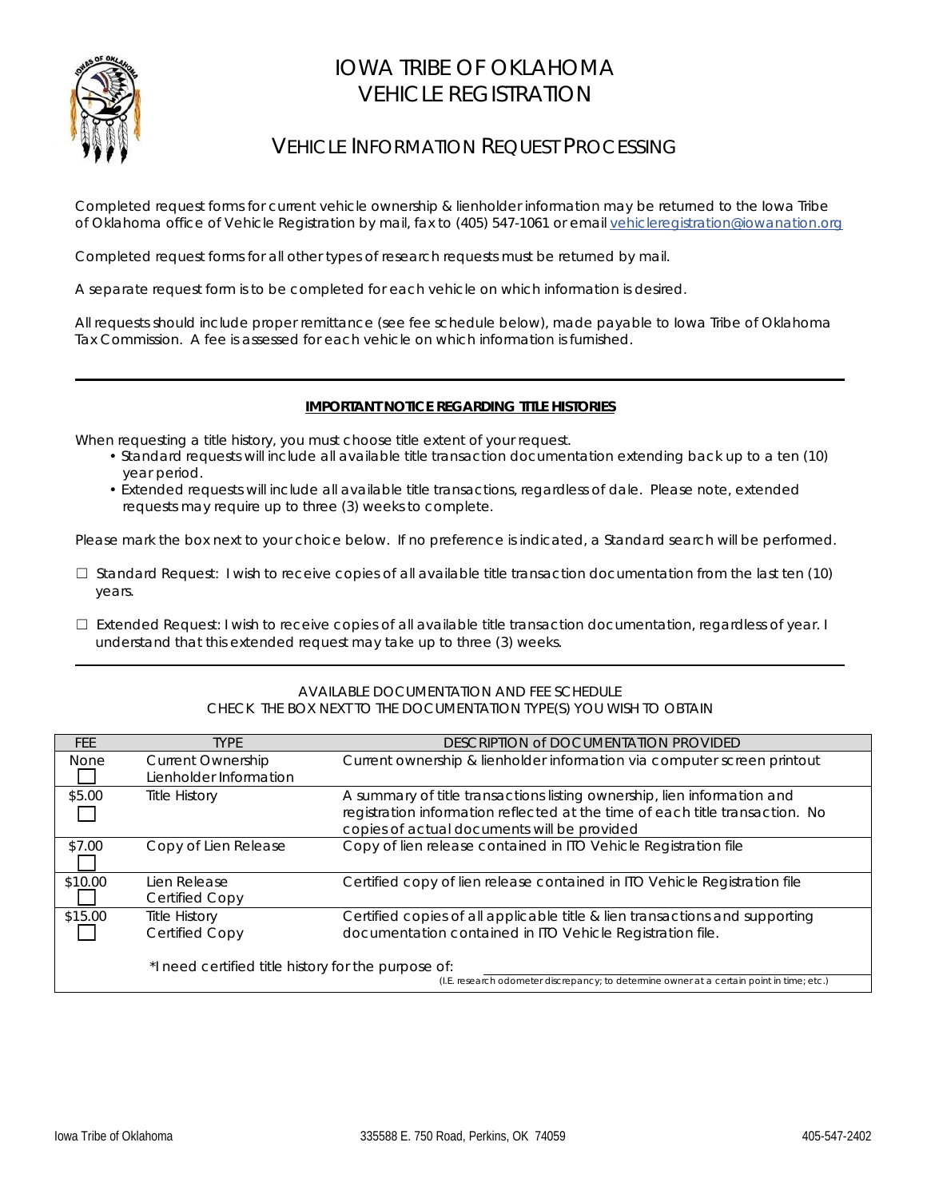# IOWA TRIBE OF OKLAHOMA
# VEHICLE REGISTRATION

## VEHICLE INFORMATION REQUEST PROCESSING

Completed request forms for current vehicle ownership & lienholder information may be returned to the Iowa Tribe of Oklahoma office of Vehicle Registration by mail, fax to (405) 547-1061 or email vehicleregistration@iowanation.org

Completed request forms for all other types of research requests must be returned by mail.

A separate request form is to be completed for each vehicle on which information is desired.

All requests should include proper remittance (see fee schedule below), made payable to Iowa Tribe of Oklahoma Tax Commission. A fee is assessed for each vehicle on which information is furnished.

---

**IMPORTANT NOTICE REGARDING TITLE HISTORIES**

When requesting a title history, you must choose title extent of your request.

- Standard requests will include all available title transaction documentation extending back up to a ten (10) year period.
- Extended requests will include all available title transactions, regardless of dale. Please note, extended requests may require up to three (3) weeks to complete.

Please mark the box next to your choice below. If no preference is indicated, a Standard search will be performed.

☐ Standard Request: I wish to receive copies of all available title transaction documentation from the last ten (10) years.

☐ Extended Request: I wish to receive copies of all available title transaction documentation, regardless of year. I understand that this extended request may take up to three (3) weeks.

---

AVAILABLE DOCUMENTATION AND FEE SCHEDULE
CHECK THE BOX NEXT TO THE DOCUMENTATION TYPE(S) YOU WISH TO OBTAIN

| FEE | TYPE | DESCRIPTION of DOCUMENTATION PROVIDED |
|---|---|---|
| None ☐ | Current Ownership Lienholder Information | Current ownership & lienholder information via computer screen printout |
| $5.00 ☐ | Title History | A summary of title transactions listing ownership, lien information and registration information reflected at the time of each title transaction. No copies of actual documents will be provided |
| $7.00 ☐ | Copy of Lien Release | Copy of lien release contained in ITO Vehicle Registration file |
| $10.00 ☐ | Lien Release Certified Copy | Certified copy of lien release contained in ITO Vehicle Registration file |
| $15.00 ☐ | Title History Certified Copy | Certified copies of all applicable title & lien transactions and supporting documentation contained in ITO Vehicle Registration file. |
| | *I need certified title history for the purpose of: ______ (I.E. research odometer discrepancy; to determine owner at a certain point in time; etc.) | |

Iowa Tribe of Oklahoma 335588 E. 750 Road, Perkins, OK 74059 405-547-2402